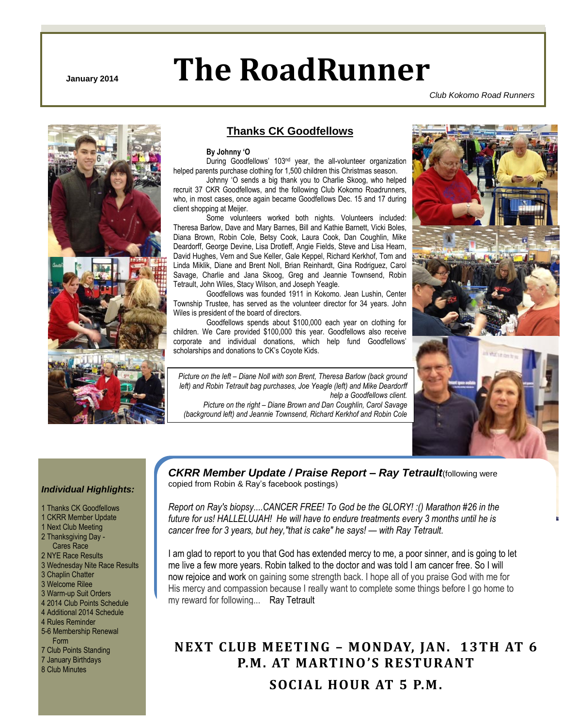January 2014

# The RoadRunner

*Club Kokomo Road Runners*

## Thanks CK Goodfellows

**By Johnny 'O**

During Goodfellows' 103rd year, the all-volunteer organization helped parents purchase clothing for 1,500 children this Christmas season.

Johnny 'O sends a big thank you to Charlie Skoog, who helped recruit 37 CKR Goodfellows, and the following Club Kokomo Roadrunners, who, in most cases, once again became Goodfellows Dec. 15 and 17 during client shopping at Meijer.

Some volunteers worked both nights. Volunteers included: Theresa Barlow, Dave and Mary Barnes, Bill and Kathie Barnett, Vicki Boles, Diana Brown, Robin Cole, Betsy Cook, Laura Cook, Dan Coughlin, Mike Deardorff, George Devine, Lisa Drotleff, Angie Fields, Steve and Lisa Hearn, David Hughes, Vern and Sue Keller, Gale Keppel, Richard Kerkhof, Tom and Linda Miklik, Diane and Brent Noll, Brian Reinhardt, Gina Rodriguez, Carol Savage, Charlie and Jana Skoog, Greg and Jeannie Townsend, Robin Tetrault, John Wiles, Stacy Wilson, and Joseph Yeagle.

Goodfellows was founded 1911 in Kokomo. Jean Lushin, Center Township Trustee, has served as the volunteer director for 34 years. John Wiles is president of the board of directors.

Goodfellows spends about $100,000 each year on clothing for children. We Care provided $100,000 this year. Goodfellows also receive corporate and individual donations, which help fund Goodfellows' scholarships and donations to CK's Coyote Kids.

*Picture on the left – Diane Noll with son Brent, Theresa Barlow (back ground left) and Robin Tetrault bag purchases, Joe Yeagle (left) and Mike Deardorff help a Goodfellows client.*

*Picture on the right – Diane Brown and Dan Coughlin, Carol Savage (background left) and Jeannie Townsend, Richard Kerkhof and Robin Cole*

### *Individual Highlights:*

1 Thanks CK Goodfellows
1 CKRR Member Update
1 Next Club Meeting
2 Thanksgiving Day - Cares Race
2 NYE Race Results
3 Wednesday Nite Race Results
3 Chaplin Chatter
3 Welcome Rilee
3 Warm-up Suit Orders
4 2014 Club Points Schedule
4 Additional 2014 Schedule
4 Rules Reminder
5-6 Membership Renewal Form
7 Club Points Standing
7 January Birthdays
8 Club Minutes

## *CKRR Member Update / Praise Report – Ray Tetrault*

(following were copied from Robin & Ray's facebook postings)

*Report on Ray's biopsy....CANCER FREE! To God be the GLORY! :() Marathon #26 in the future for us! HALLELUJAH! He will have to endure treatments every 3 months until he is cancer free for 3 years, but hey,"that is cake" he says! — with Ray Tetrault.*

I am glad to report to you that God has extended mercy to me, a poor sinner, and is going to let me live a few more years. Robin talked to the doctor and was told I am cancer free. So I will now rejoice and work on gaining some strength back. I hope all of you praise God with me for His mercy and compassion because I really want to complete some things before I go home to my reward for following... Ray Tetrault

## NEXT CLUB MEETING – MONDAY, JAN. 13TH AT 6 P.M. AT MARTINO'S RESTURANT

## SOCIAL HOUR AT 5 P.M.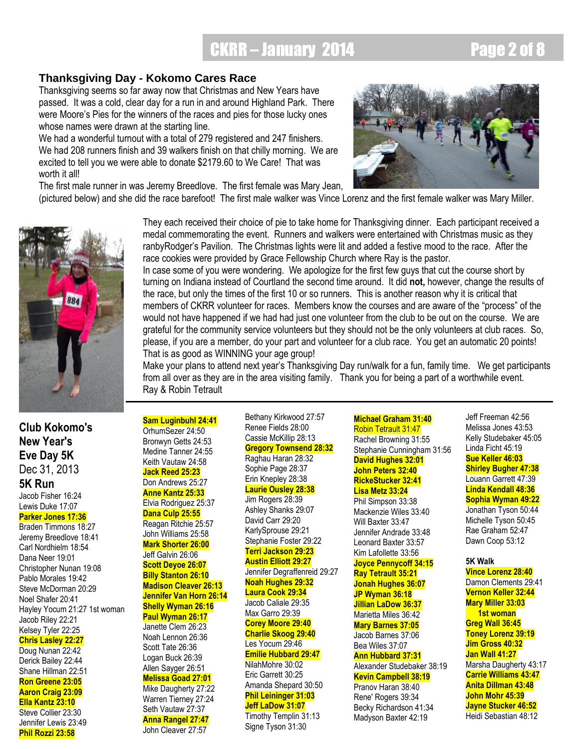## Thanksgiving Day - Kokomo Cares Race

Thanksgiving seems so far away now that Christmas and New Years have passed. It was a cold, clear day for a run in and around Highland Park. There were Moore's Pies for the winners of the races and pies for those lucky ones whose names were drawn at the starting line.

We had a wonderful turnout with a total of 279 registered and 247 finishers. We had 208 runners finish and 39 walkers finish on that chilly morning. We are excited to tell you we were able to donate $2179.60 to We Care! That was worth it all!

The first male runner in was Jeremy Breedlove. The first female was Mary Jean, (pictured below) and she did the race barefoot! The first male walker was Vince Lorenz and the first female walker was Mary Miller.

They each received their choice of pie to take home for Thanksgiving dinner. Each participant received a medal commemorating the event. Runners and walkers were entertained with Christmas music as they ranbyRodger's Pavilion. The Christmas lights were lit and added a festive mood to the race. After the race cookies were provided by Grace Fellowship Church where Ray is the pastor.

In case some of you were wondering. We apologize for the first few guys that cut the course short by turning on Indiana instead of Courtland the second time around. It did **not,** however, change the results of the race, but only the times of the first 10 or so runners. This is another reason why it is critical that members of CKRR volunteer for races. Members know the courses and are aware of the "process" of the would not have happened if we had had just one volunteer from the club to be out on the course. We are grateful for the community service volunteers but they should not be the only volunteers at club races. So, please, if you are a member, do your part and volunteer for a club race. You get an automatic 20 points! That is as good as WINNING your age group!

Make your plans to attend next year's Thanksgiving Day run/walk for a fun, family time. We get participants from all over as they are in the area visiting family. Thank you for being a part of a worthwhile event.

Ray & Robin Tetrault

---

## Club Kokomo's New Year's Eve Day 5K

Dec 31, 2013

### 5K Run

Jacob Fisher 16:24
Lewis Duke 17:07
**Parker Jones 17:36**
Braden Timmons 18:27
Jeremy Breedlove 18:41
Carl Nordhielm 18:54
Dana Neer 19:01
Christopher Nunan 19:08
Pablo Morales 19:42
Steve McDorman 20:29
Noel Shafer 20:41
Hayley Yocum 21:27 1st woman
Jacob Riley 22:21
Kelsey Tyler 22:25
**Chris Lasley 22:27**
Doug Nunan 22:42
Derick Bailey 22:44
Shane Hillman 22:51
**Ron Greene 23:05**
**Aaron Craig 23:09**
**Ella Kantz 23:10**
Steve Collier 23:30
Jennifer Lewis 23:49
**Phil Rozzi 23:58**
**Sam Luginbuhl 24:41**
OrhumSezer 24:50
Bronwyn Getts 24:53
Medine Tanner 24:55
Keith Vautaw 24:58
**Jack Reed 25:23**
Don Andrews 25:27
**Anne Kantz 25:33**
Elvia Rodriguez 25:37
**Dana Culp 25:55**
Reagan Ritchie 25:57
John Williams 25:58
**Mark Shorter 26:00**
Jeff Galvin 26:06
**Scott Deyoe 26:07**
**Billy Stanton 26:10**
**Madison Cleaver 26:13**
**Jennifer Van Horn 26:14**
**Shelly Wyman 26:16**
**Paul Wyman 26:17**
Janette Clem 26:23
Noah Lennon 26:36
Scott Tate 26:36
Logan Buck 26:39
Allen Saygger 26:51
**Melissa Goad 27:01**
Mike Daugherty 27:22
Warren Tierney 27:24
Seth Vautaw 27:37
**Anna Rangel 27:47**
John Cleaver 27:57
Bethany Kirkwood 27:57
Renee Fields 28:00
Cassie McKillip 28:13
**Gregory Townsend 28:32**
Raghau Haran 28:32
Sophie Page 28:37
Erin Knepley 28:38
**Laurie Ousley 28:38**
Jim Rogers 28:39
Ashley Shanks 29:07
David Carr 29:20
KarlySprouse 29:21
Stephanie Foster 29:22
**Terri Jackson 29:23**
**Austin Elliott 29:27**
Jennifer Degraffenreid 29:27
**Noah Hughes 29:32**
**Laura Cook 29:34**
Jacob Caliale 29:35
Max Garro 29:39
**Corey Moore 29:40**
**Charlie Skoog 29:40**
Les Yocum 29:46
**Emilie Hubbard 29:47**
NilahMohre 30:02
Eric Garrett 30:25
Amanda Shepard 30:50
**Phil Leininger 31:03**
**Jeff LaDow 31:07**
Timothy Templin 31:13
Signe Tyson 31:30
**Michael Graham 31:40**
Robin Tetrault 31:47
Rachel Browning 31:55
Stephanie Cunningham 31:56
**David Hughes 32:01**
**John Peters 32:40**
**RickeStucker 32:41**
**Lisa Metz 33:24**
Phil Simpson 33:38
Mackenzie Wiles 33:40
Will Baxter 33:47
Jennifer Andrade 33:48
Leonard Baxter 33:57
Kim Lafollette 33:56
**Joyce Pennycoff 34:15**
**Ray Tetrault 35:21**
**Jonah Hughes 36:07**
**JP Wyman 36:18**
**Jillian LaDow 36:37**
Marietta Miles 36:42
**Mary Barnes 37:05**
Jacob Barnes 37:06
Bea Wiles 37:07
**Ann Hubbard 37:31**
Alexander Studebaker 38:19
**Kevin Campbell 38:19**
Pranov Haran 38:40
Rene' Rogers 39:34
Becky Richardson 41:34
Madyson Baxter 42:19
Jeff Freeman 42:56
Melissa Jones 43:53
Kelly Studebaker 45:05
Linda Ficht 45:19
**Sue Keller 46:03**
**Shirley Bugher 47:38**
Louann Garrett 47:39
**Linda Kendall 48:36**
**Sophia Wyman 49:22**
Jonathan Tyson 50:44
Michelle Tyson 50:45
Rae Graham 52:47
Dawn Coop 53:12

### 5K Walk

**Vince Lorenz 28:40**
Damon Clements 29:41
**Vernon Keller 32:44**
**Mary Miller 33:03 1st woman**
**Greg Wall 36:45**
**Toney Lorenz 39:19**
**Jim Gross 40:32**
**Jan Wall 41:27**
Marsha Daugherty 43:17
**Carrie Williams 43:47**
**Anita Dillman 43:48**
**John Mohr 45:39**
**Jayne Stucker 46:52**
Heidi Sebastian 48:12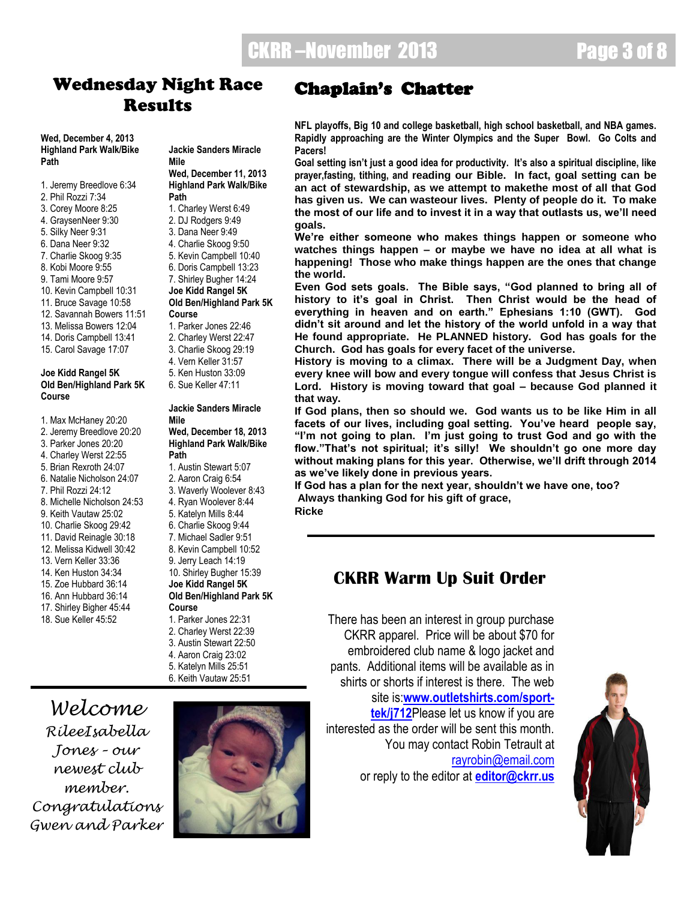# Wednesday Night Race Results

**Wed, December 4, 2013**
**Highland Park Walk/Bike Path**

1. Jeremy Breedlove 6:34
2. Phil Rozzi 7:34
3. Corey Moore 8:25
4. GraysenNeer 9:30
5. Silky Neer 9:31
6. Dana Neer 9:32
7. Charlie Skoog 9:35
8. Kobi Moore 9:55
9. Tami Moore 9:57
10. Kevin Campbell 10:31
11. Bruce Savage 10:58
12. Savannah Bowers 11:51
13. Melissa Bowers 12:04
14. Doris Campbell 13:41
15. Carol Savage 17:07

**Joe Kidd Rangel 5K**
**Old Ben/Highland Park 5K Course**

1. Max McHaney 20:20
2. Jeremy Breedlove 20:20
3. Parker Jones 20:20
4. Charley Werst 22:55
5. Brian Rexroth 24:07
6. Natalie Nicholson 24:07
7. Phil Rozzi 24:12
8. Michelle Nicholson 24:53
9. Keith Vautaw 25:02
10. Charlie Skoog 29:42
11. David Reingale 30:18
12. Melissa Kidwell 30:42
13. Vern Keller 33:36
14. Ken Huston 34:34
15. Zoe Hubbard 36:14
16. Ann Hubbard 36:14
17. Shirley Bigher 45:44
18. Sue Keller 45:52

**Jackie Sanders Miracle Mile**
**Wed, December 11, 2013**
**Highland Park Walk/Bike Path**

1. Charley Werst 6:49
2. DJ Rodgers 9:49
3. Dana Neer 9:49
4. Charlie Skoog 9:50
5. Kevin Campbell 10:40
6. Doris Campbell 13:23
7. Shirley Bugher 14:24

**Joe Kidd Rangel 5K**
**Old Ben/Highland Park 5K Course**

1. Parker Jones 22:46
2. Charley Werst 22:47
3. Charlie Skoog 29:19
4. Vern Keller 31:57
5. Ken Huston 33:09
6. Sue Keller 47:11

**Jackie Sanders Miracle Mile**
**Wed, December 18, 2013**
**Highland Park Walk/Bike Path**

1. Austin Stewart 5:07
2. Aaron Craig 6:54
3. Waverly Woolever 8:43
4. Ryan Woolever 8:44
5. Katelyn Mills 8:44
6. Charlie Skoog 9:44
7. Michael Sadler 9:51
8. Kevin Campbell 10:52
9. Jerry Leach 14:19
10. Shirley Bugher 15:39

**Joe Kidd Rangel 5K**
**Old Ben/Highland Park 5K Course**

1. Parker Jones 22:31
2. Charley Werst 22:39
3. Austin Stewart 22:50
4. Aaron Craig 23:02
5. Katelyn Mills 25:51
6. Keith Vautaw 25:51

*Welcome RileeIsabella Jones - our newest club member. Congratulations Gwen and Parker*

# Chaplain's Chatter

**NFL playoffs, Big 10 and college basketball, high school basketball, and NBA games. Rapidly approaching are the Winter Olympics and the Super Bowl. Go Colts and Pacers!**

**Goal setting isn't just a good idea for productivity. It's also a spiritual discipline, like prayer,fasting, tithing, and reading our Bible. In fact, goal setting can be an act of stewardship, as we attempt to makethe most of all that God has given us. We can wasteour lives. Plenty of people do it. To make the most of our life and to invest it in a way that outlasts us, we'll need goals.**

**We're either someone who makes things happen or someone who watches things happen – or maybe we have no idea at all what is happening! Those who make things happen are the ones that change the world.**

**Even God sets goals. The Bible says, "God planned to bring all of history to it's goal in Christ. Then Christ would be the head of everything in heaven and on earth." Ephesians 1:10 (GWT). God didn't sit around and let the history of the world unfold in a way that He found appropriate. He PLANNED history. God has goals for the Church. God has goals for every facet of the universe.**

**History is moving to a climax. There will be a Judgment Day, when every knee will bow and every tongue will confess that Jesus Christ is Lord. History is moving toward that goal – because God planned it that way.**

**If God plans, then so should we. God wants us to be like Him in all facets of our lives, including goal setting. You've heard people say, "I'm not going to plan. I'm just going to trust God and go with the flow."That's not spiritual; it's silly! We shouldn't go one more day without making plans for this year. Otherwise, we'll drift through 2014 as we've likely done in previous years.**

**If God has a plan for the next year, shouldn't we have one, too?**

**Always thanking God for his gift of grace,**

**Ricke**

## CKRR Warm Up Suit Order

There has been an interest in group purchase CKRR apparel. Price will be about $70 for embroidered club name & logo jacket and pants. Additional items will be available as in shirts or shorts if interest is there. The web site is:**www.outletshirts.com/sport-tek/j712**Please let us know if you are interested as the order will be sent this month. You may contact Robin Tetrault at rayrobin@email.com or reply to the editor at **editor@ckrr.us**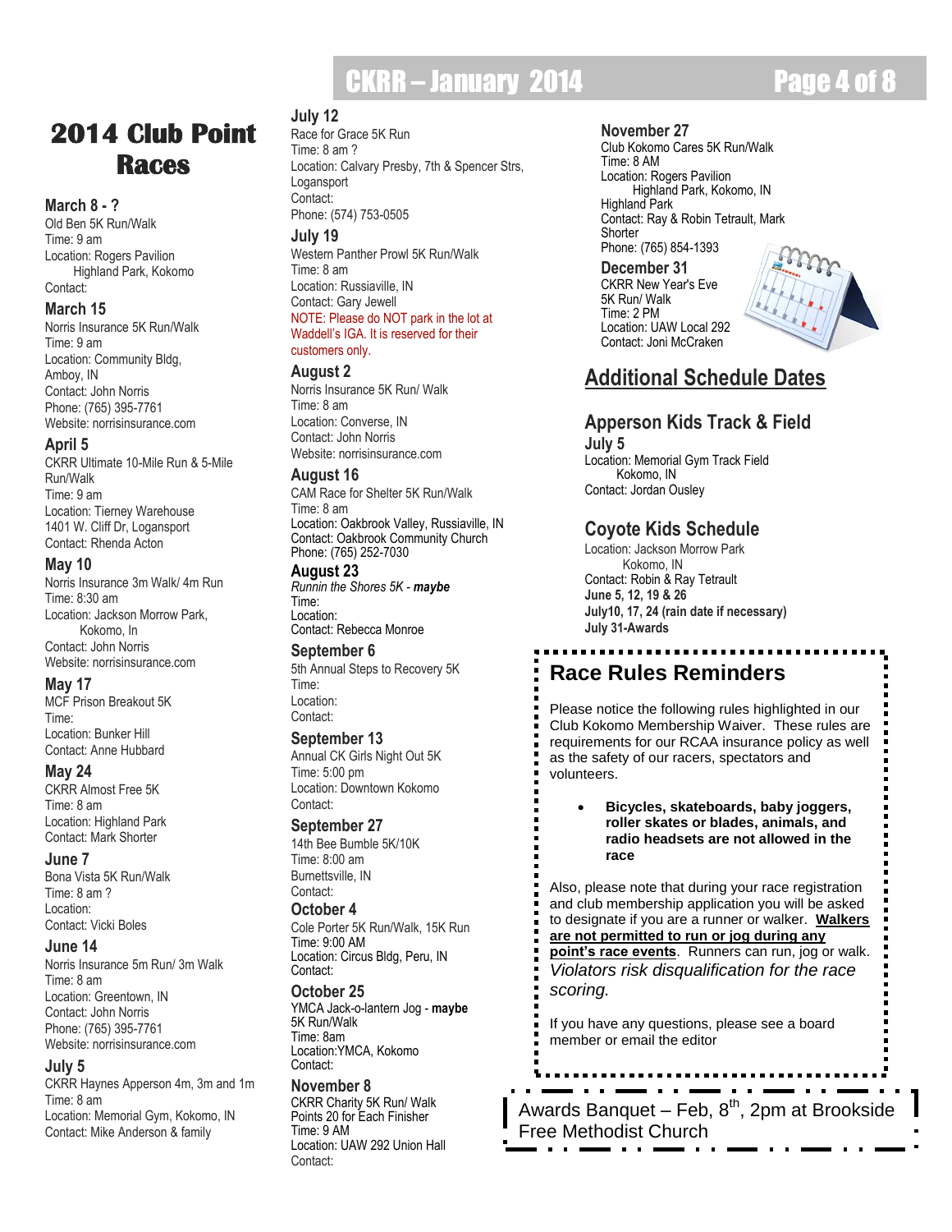# 2014 Club Point Races

### March 8 - ?
Old Ben 5K Run/Walk
Time: 9 am
Location: Rogers Pavilion
Highland Park, Kokomo
Contact:

### March 15
Norris Insurance 5K Run/Walk
Time: 9 am
Location: Community Bldg, Amboy, IN
Contact: John Norris
Phone: (765) 395-7761
Website: norrisinsurance.com

### April 5
CKRR Ultimate 10-Mile Run & 5-Mile Run/Walk
Time: 9 am
Location: Tierney Warehouse
1401 W. Cliff Dr, Logansport
Contact: Rhenda Acton

### May 10
Norris Insurance 3m Walk/ 4m Run
Time: 8:30 am
Location: Jackson Morrow Park, Kokomo, In
Contact: John Norris
Website: norrisinsurance.com

### May 17
MCF Prison Breakout 5K
Time:
Location: Bunker Hill
Contact: Anne Hubbard

### May 24
CKRR Almost Free 5K
Time: 8 am
Location: Highland Park
Contact: Mark Shorter

### June 7
Bona Vista 5K Run/Walk
Time: 8 am ?
Location:
Contact: Vicki Boles

### June 14
Norris Insurance 5m Run/ 3m Walk
Time: 8 am
Location: Greentown, IN
Contact: John Norris
Phone: (765) 395-7761
Website: norrisinsurance.com

### July 5
CKRR Haynes Apperson 4m, 3m and 1m
Time: 8 am
Location: Memorial Gym, Kokomo, IN
Contact: Mike Anderson & family

### July 12
Race for Grace 5K Run
Time: 8 am ?
Location: Calvary Presby, 7th & Spencer Strs, Logansport
Contact:
Phone: (574) 753-0505

### July 19
Western Panther Prowl 5K Run/Walk
Time: 8 am
Location: Russiaville, IN
Contact: Gary Jewell
NOTE: Please do NOT park in the lot at Waddell's IGA. It is reserved for their customers only.

### August 2
Norris Insurance 5K Run/ Walk
Time: 8 am
Location: Converse, IN
Contact: John Norris
Website: norrisinsurance.com

### August 16
CAM Race for Shelter 5K Run/Walk
Time: 8 am
Location: Oakbrook Valley, Russiaville, IN
Contact: Oakbrook Community Church
Phone: (765) 252-7030

### August 23
*Runnin the Shores 5K - **maybe***
Time:
Location:
Contact: Rebecca Monroe

### September 6
5th Annual Steps to Recovery 5K
Time:
Location:
Contact:

### September 13
Annual CK Girls Night Out 5K
Time: 5:00 pm
Location: Downtown Kokomo
Contact:

### September 27
14th Bee Bumble 5K/10K
Time: 8:00 am
Burnettsville, IN
Contact:

### October 4
Cole Porter 5K Run/Walk, 15K Run
Time: 9:00 AM
Location: Circus Bldg, Peru, IN
Contact:

### October 25
YMCA Jack-o-lantern Jog - **maybe**
5K Run/Walk
Time: 8am
Location:YMCA, Kokomo
Contact:

### November 8
CKRR Charity 5K Run/ Walk
Points 20 for Each Finisher
Time: 9 AM
Location: UAW 292 Union Hall
Contact:

### November 27
Club Kokomo Cares 5K Run/Walk
Time: 8 AM
Location: Rogers Pavilion
Highland Park, Kokomo, IN
Highland Park
Contact: Ray & Robin Tetrault, Mark Shorter
Phone: (765) 854-1393

### December 31
CKRR New Year's Eve 5K Run/ Walk
Time: 2 PM
Location: UAW Local 292
Contact: Joni McCraken

## Additional Schedule Dates

### Apperson Kids Track & Field
**July 5**
Location: Memorial Gym Track Field
Kokomo, IN
Contact: Jordan Ousley

### Coyote Kids Schedule
Location: Jackson Morrow Park
Kokomo, IN
Contact: Robin & Ray Tetrault
**June 5, 12, 19 & 26**
**July10, 17, 24 (rain date if necessary)**
**July 31-Awards**

## Race Rules Reminders

Please notice the following rules highlighted in our Club Kokomo Membership Waiver. These rules are requirements for our RCAA insurance policy as well as the safety of our racers, spectators and volunteers.

- **Bicycles, skateboards, baby joggers, roller skates or blades, animals, and radio headsets are not allowed in the race**

Also, please note that during your race registration and club membership application you will be asked to designate if you are a runner or walker. **Walkers are not permitted to run or jog during any point's race events**. Runners can run, jog or walk. *Violators risk disqualification for the race scoring.*

If you have any questions, please see a board member or email the editor

Awards Banquet – Feb, 8th, 2pm at Brookside Free Methodist Church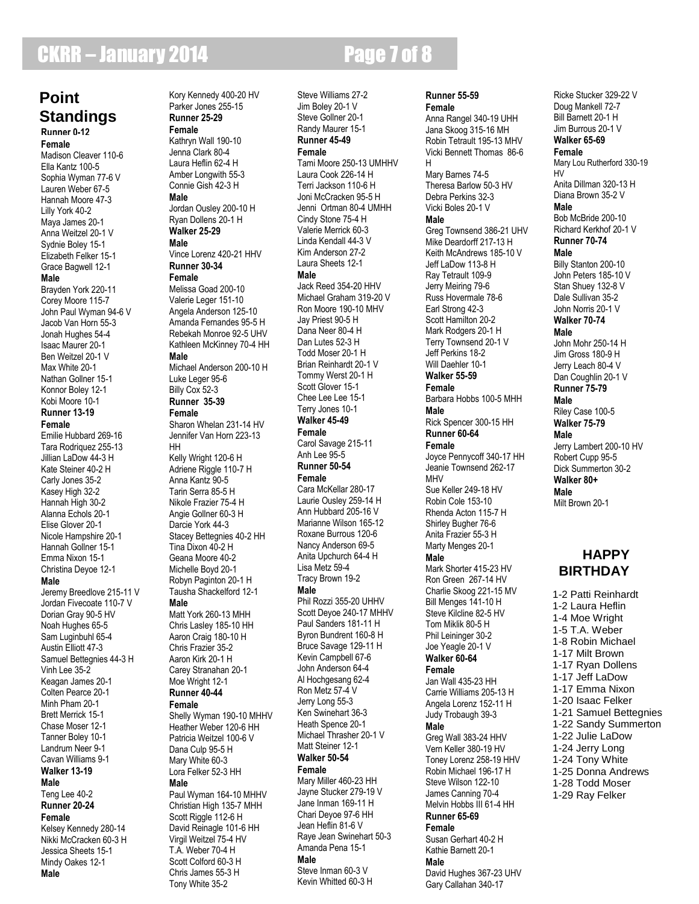## Point Standings

**Runner 0-12**
**Female**
Madison Cleaver 110-6
Ella Kantz 100-5
Sophia Wyman 77-6 V
Lauren Weber 67-5
Hannah Moore 47-3
Lilly York 40-2
Maya James 20-1
Anna Weitzel 20-1 V
Sydnie Boley 15-1
Elizabeth Felker 15-1
Grace Bagwell 12-1
**Male**
Brayden York 220-11
Corey Moore 115-7
John Paul Wyman 94-6 V
Jacob Van Horn 55-3
Jonah Hughes 54-4
Isaac Maurer 20-1
Ben Weitzel 20-1 V
Max White 20-1
Nathan Gollner 15-1
Konnor Boley 12-1
Kobi Moore 10-1

**Runner 13-19**
**Female**
Emilie Hubbard 269-16
Tara Rodriquez 255-13
Jillian LaDow 44-3 H
Kate Steiner 40-2 H
Carly Jones 35-2
Kasey High 32-2
Hannah High 30-2
Alanna Echols 20-1
Elise Glover 20-1
Nicole Hampshire 20-1
Hannah Gollner 15-1
Emma Nixon 15-1
Christina Deyoe 12-1
**Male**
Jeremy Breedlove 215-11 V
Jordan Fivecoate 110-7 V
Dorian Gray 90-5 HV
Noah Hughes 65-5
Sam Luginbuhl 65-4
Austin Elliott 47-3
Samuel Bettegnies 44-3 H
Vinh Lee 35-2
Keagan James 20-1
Colten Pearce 20-1
Minh Pham 20-1
Brett Merrick 15-1
Chase Moser 12-1
Tanner Boley 10-1
Landrum Neer 9-1
Cavan Williams 9-1

**Walker 13-19**
**Male**
Teng Lee 40-2

**Runner 20-24**
**Female**
Kelsey Kennedy 280-14
Nikki McCracken 60-3 H
Jessica Sheets 15-1
Mindy Oakes 12-1
**Male**
Kory Kennedy 400-20 HV
Parker Jones 255-15

**Runner 25-29**
**Female**
Kathryn Wall 190-10
Jenna Clark 80-4
Laura Heflin 62-4 H
Amber Longwith 55-3
Connie Gish 42-3 H
**Male**
Jordan Ousley 200-10 H
Ryan Dollens 20-1 H

**Walker 25-29**
**Male**
Vince Lorenz 420-21 HHV

**Runner 30-34**
**Female**
Melissa Goad 200-10
Valerie Leger 151-10
Angela Anderson 125-10
Amanda Fernandes 95-5 H
Rebekah Monroe 92-5 UHV
Kathleen McKinney 70-4 HH
**Male**
Michael Anderson 200-10 H
Luke Leger 95-6
Billy Cox 52-3

**Runner 35-39**
**Female**
Sharon Whelan 231-14 HV
Jennifer Van Horn 223-13 HH
Kelly Wright 120-6 H
Adriene Riggle 110-7 H
Anna Kantz 90-5
Tarin Serra 85-5 H
Nikole Frazier 75-4 H
Angie Gollner 60-3 H
Darcie York 44-3
Stacey Bettegnies 40-2 HH
Tina Dixon 40-2 H
Geana Moore 40-2
Michelle Boyd 20-1
Robyn Paginton 20-1 H
Tausha Shackelford 12-1
**Male**
Matt York 260-13 MHH
Chris Lasley 185-10 HH
Aaron Craig 180-10 H
Chris Frazier 35-2
Aaron Kirk 20-1 H
Carey Stranahan 20-1
Moe Wright 12-1

**Runner 40-44**
**Female**
Shelly Wyman 190-10 MHHV
Heather Weber 120-6 HH
Patricia Weitzel 100-6 V
Dana Culp 95-5 H
Mary White 60-3
Lora Felker 52-3 HH
**Male**
Paul Wyman 164-10 MHHV
Christian High 135-7 MHH
Scott Riggle 112-6 H
David Reinagle 101-6 HH
Virgil Weitzel 75-4 HV
T.A. Weber 70-4 H
Scott Colford 60-3 H
Chris James 55-3 H
Tony White 35-2
Steve Williams 27-2
Jim Boley 20-1 V
Steve Gollner 20-1
Randy Maurer 15-1

**Runner 45-49**
**Female**
Tami Moore 250-13 UMHHV
Laura Cook 226-14 H
Terri Jackson 110-6 H
Joni McCracken 95-5 H
Jenni Ortman 80-4 UMHH
Cindy Stone 75-4 H
Valerie Merrick 60-3
Linda Kendall 44-3 V
Kim Anderson 27-2
Laura Sheets 12-1
**Male**
Jack Reed 354-20 HHV
Michael Graham 319-20 V
Ron Moore 190-10 MHV
Jay Priest 90-5 H
Dana Neer 80-4 H
Dan Lutes 52-3 H
Todd Moser 20-1 H
Brian Reinhardt 20-1 V
Tommy Werst 20-1 H
Scott Glover 15-1
Chee Lee Lee 15-1
Terry Jones 10-1

**Walker 45-49**
**Female**
Carol Savage 215-11
Anh Lee 95-5

**Runner 50-54**
**Female**
Cara McKellar 280-17
Laurie Ousley 259-14 H
Ann Hubbard 205-16 V
Marianne Wilson 165-12
Roxane Burrous 120-6
Nancy Anderson 69-5
Anita Upchurch 64-4 H
Lisa Metz 59-4
Tracy Brown 19-2
**Male**
Phil Rozzi 355-20 UHHV
Scott Deyoe 240-17 MHHV
Paul Sanders 181-11 H
Byron Bundrent 160-8 H
Bruce Savage 129-11 H
Kevin Campbell 67-6
John Anderson 64-4
Al Hochgesang 62-4
Ron Metz 57-4 V
Jerry Long 55-3
Ken Swinehart 36-3
Heath Spence 20-1
Michael Thrasher 20-1 V
Matt Steiner 12-1

**Walker 50-54**
**Female**
Mary Miller 460-23 HH
Jayne Stucker 279-19 V
Jane Inman 169-11 H
Chari Deyoe 97-6 HH
Jean Heflin 81-6 V
Raye Jean Swinehart 50-3
Amanda Pena 15-1
**Male**
Steve Inman 60-3 V
Kevin Whitted 60-3 H

**Runner 55-59**
**Female**
Anna Rangel 340-19 UHH
Jana Skoog 315-16 MH
Robin Tetrault 195-13 MHV
Vicki Bennett Thomas 86-6 H
Mary Barnes 74-5
Theresa Barlow 50-3 HV
Debra Perkins 32-3
Vicki Boles 20-1 V
**Male**
Greg Townsend 386-21 UHV
Mike Deardorff 217-13 H
Keith McAndrews 185-10 V
Jeff LaDow 113-8 H
Ray Tetrault 109-9
Jerry Meiring 79-6
Russ Hovermale 78-6
Earl Strong 42-3
Scott Hamilton 20-2
Mark Rodgers 20-1 H
Terry Townsend 20-1 V
Jeff Perkins 18-2
Will Daehler 10-1

**Walker 55-59**
**Female**
Barbara Hobbs 100-5 MHH
**Male**
Rick Spencer 300-15 HH

**Runner 60-64**
**Female**
Joyce Pennycoff 340-17 HH
Jeanie Townsend 262-17 MHV
Sue Keller 249-18 HV
Robin Cole 153-10
Rhenda Acton 115-7 H
Shirley Bugher 76-6
Anita Frazier 55-3 H
Marty Menges 20-1
**Male**
Mark Shorter 415-23 HV
Ron Green 267-14 HV
Charlie Skoog 221-15 MV
Bill Menges 141-10 H
Steve Kilcline 82-5 HV
Tom Miklik 80-5 H
Phil Leininger 30-2
Joe Yeagle 20-1 V

**Walker 60-64**
**Female**
Jan Wall 435-23 HH
Carrie Williams 205-13 H
Angela Lorenz 152-11 H
Judy Trobaugh 39-3
**Male**
Greg Wall 383-24 HHV
Vern Keller 380-19 HV
Toney Lorenz 258-19 HHV
Robin Michael 196-17 H
Steve Wilson 122-10
James Canning 70-4
Melvin Hobbs III 61-4 HH

**Runner 65-69**
**Female**
Susan Gerhart 40-2 H
Kathie Barnett 20-1
**Male**
David Hughes 367-23 UHV
Gary Callahan 340-17
Ricke Stucker 329-22 V
Doug Mankell 72-7
Bill Barnett 20-1 H
Jim Burrous 20-1 V

**Walker 65-69**
**Female**
Mary Lou Rutherford 330-19 HV
Anita Dillman 320-13 H
Diana Brown 35-2 V
**Male**
Bob McBride 200-10
Richard Kerkhof 20-1 V

**Runner 70-74**
**Male**
Billy Stanton 200-10
John Peters 185-10 V
Stan Shuey 132-8 V
Dale Sullivan 35-2
John Norris 20-1 V

**Walker 70-74**
**Male**
John Mohr 250-14 H
Jim Gross 180-9 H
Jerry Leach 80-4 V
Dan Coughlin 20-1 V

**Runner 75-79**
**Male**
Riley Case 100-5

**Walker 75-79**
**Male**
Jerry Lambert 200-10 HV
Robert Cupp 95-5
Dick Summerton 30-2

**Walker 80+**
**Male**
Milt Brown 20-1

## HAPPY BIRTHDAY

1-2 Patti Reinhardt
1-2 Laura Heflin
1-4 Moe Wright
1-5 T.A. Weber
1-8 Robin Michael
1-17 Milt Brown
1-17 Ryan Dollens
1-17 Jeff LaDow
1-17 Emma Nixon
1-20 Isaac Felker
1-21 Samuel Bettegnies
1-22 Sandy Summerton
1-22 Julie LaDow
1-24 Jerry Long
1-24 Tony White
1-25 Donna Andrews
1-28 Todd Moser
1-29 Ray Felker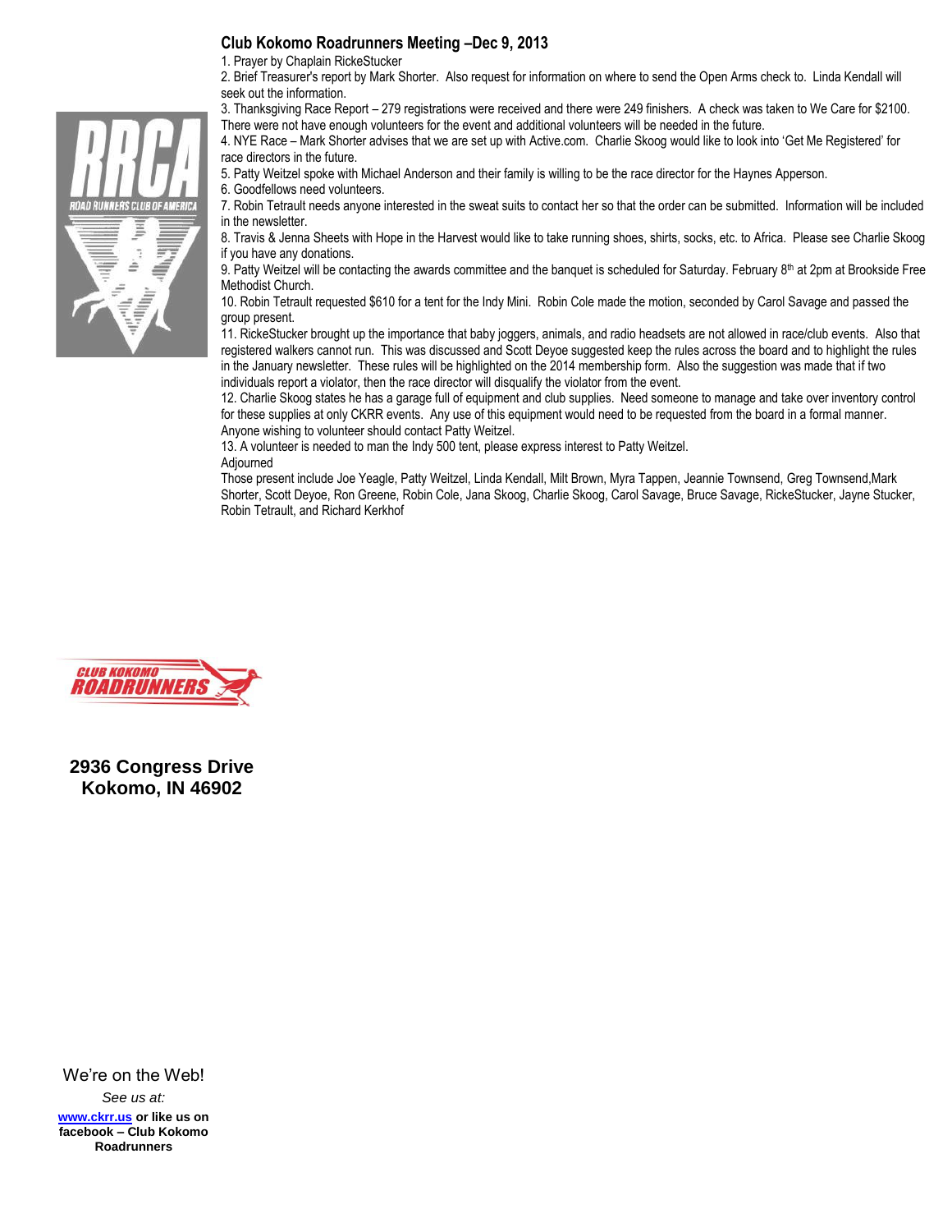## Club Kokomo Roadrunners Meeting –Dec 9, 2013

1. Prayer by Chaplain RickeStucker
2. Brief Treasurer's report by Mark Shorter. Also request for information on where to send the Open Arms check to. Linda Kendall will seek out the information.
3. Thanksgiving Race Report – 279 registrations were received and there were 249 finishers. A check was taken to We Care for $2100. There were not have enough volunteers for the event and additional volunteers will be needed in the future.
4. NYE Race – Mark Shorter advises that we are set up with Active.com. Charlie Skoog would like to look into 'Get Me Registered' for race directors in the future.
5. Patty Weitzel spoke with Michael Anderson and their family is willing to be the race director for the Haynes Apperson.
6. Goodfellows need volunteers.
7. Robin Tetrault needs anyone interested in the sweat suits to contact her so that the order can be submitted. Information will be included in the newsletter.
8. Travis & Jenna Sheets with Hope in the Harvest would like to take running shoes, shirts, socks, etc. to Africa. Please see Charlie Skoog if you have any donations.
9. Patty Weitzel will be contacting the awards committee and the banquet is scheduled for Saturday. February 8th at 2pm at Brookside Free Methodist Church.
10. Robin Tetrault requested $610 for a tent for the Indy Mini. Robin Cole made the motion, seconded by Carol Savage and passed the group present.
11. RickeStucker brought up the importance that baby joggers, animals, and radio headsets are not allowed in race/club events. Also that registered walkers cannot run. This was discussed and Scott Deyoe suggested keep the rules across the board and to highlight the rules in the January newsletter. These rules will be highlighted on the 2014 membership form. Also the suggestion was made that if two individuals report a violator, then the race director will disqualify the violator from the event.
12. Charlie Skoog states he has a garage full of equipment and club supplies. Need someone to manage and take over inventory control for these supplies at only CKRR events. Any use of this equipment would need to be requested from the board in a formal manner. Anyone wishing to volunteer should contact Patty Weitzel.
13. A volunteer is needed to man the Indy 500 tent, please express interest to Patty Weitzel.

Adjourned

Those present include Joe Yeagle, Patty Weitzel, Linda Kendall, Milt Brown, Myra Tappen, Jeannie Townsend, Greg Townsend,Mark Shorter, Scott Deyoe, Ron Greene, Robin Cole, Jana Skoog, Charlie Skoog, Carol Savage, Bruce Savage, RickeStucker, Jayne Stucker, Robin Tetrault, and Richard Kerkhof

**2936 Congress Drive**
**Kokomo, IN 46902**

We're on the Web!

*See us at:*

**www.ckrr.us or like us on facebook – Club Kokomo Roadrunners**